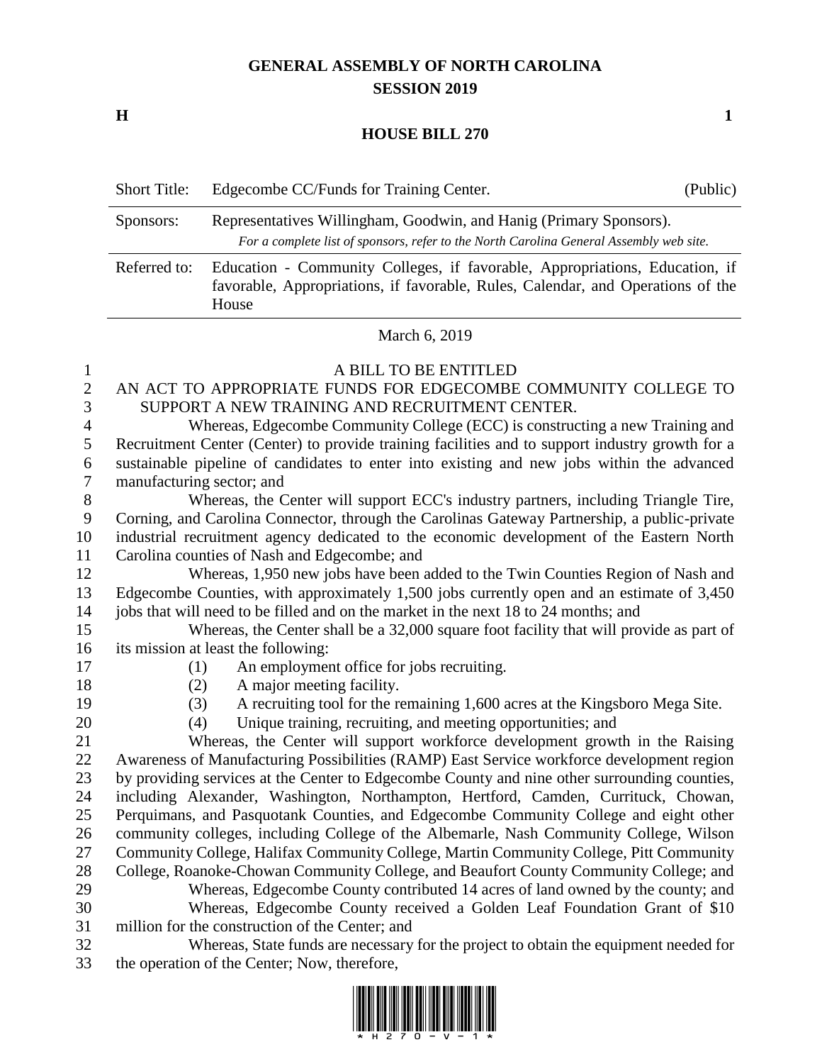# GENERAL ASSEMBLY OF NORTH CAROLINA
## SESSION 2019

**H** **1**

## HOUSE BILL 270

| Short Title: | Edgecombe CC/Funds for Training Center. | (Public) |
|---|---|---|
| Sponsors: | Representatives Willingham, Goodwin, and Hanig (Primary Sponsors). *For a complete list of sponsors, refer to the North Carolina General Assembly web site.* | |
| Referred to: | Education - Community Colleges, if favorable, Appropriations, Education, if favorable, Appropriations, if favorable, Rules, Calendar, and Operations of the House | |

March 6, 2019

A BILL TO BE ENTITLED

AN ACT TO APPROPRIATE FUNDS FOR EDGECOMBE COMMUNITY COLLEGE TO SUPPORT A NEW TRAINING AND RECRUITMENT CENTER.

Whereas, Edgecombe Community College (ECC) is constructing a new Training and Recruitment Center (Center) to provide training facilities and to support industry growth for a sustainable pipeline of candidates to enter into existing and new jobs within the advanced manufacturing sector; and

Whereas, the Center will support ECC's industry partners, including Triangle Tire, Corning, and Carolina Connector, through the Carolinas Gateway Partnership, a public-private industrial recruitment agency dedicated to the economic development of the Eastern North Carolina counties of Nash and Edgecombe; and

Whereas, 1,950 new jobs have been added to the Twin Counties Region of Nash and Edgecombe Counties, with approximately 1,500 jobs currently open and an estimate of 3,450 jobs that will need to be filled and on the market in the next 18 to 24 months; and

Whereas, the Center shall be a 32,000 square foot facility that will provide as part of its mission at least the following:

(1) An employment office for jobs recruiting.
(2) A major meeting facility.
(3) A recruiting tool for the remaining 1,600 acres at the Kingsboro Mega Site.
(4) Unique training, recruiting, and meeting opportunities; and

Whereas, the Center will support workforce development growth in the Raising Awareness of Manufacturing Possibilities (RAMP) East Service workforce development region by providing services at the Center to Edgecombe County and nine other surrounding counties, including Alexander, Washington, Northampton, Hertford, Camden, Currituck, Chowan, Perquimans, and Pasquotank Counties, and Edgecombe Community College and eight other community colleges, including College of the Albemarle, Nash Community College, Wilson Community College, Halifax Community College, Martin Community College, Pitt Community College, Roanoke-Chowan Community College, and Beaufort County Community College; and

Whereas, Edgecombe County contributed 14 acres of land owned by the county; and

Whereas, Edgecombe County received a Golden Leaf Foundation Grant of $10 million for the construction of the Center; and

Whereas, State funds are necessary for the project to obtain the equipment needed for the operation of the Center; Now, therefore,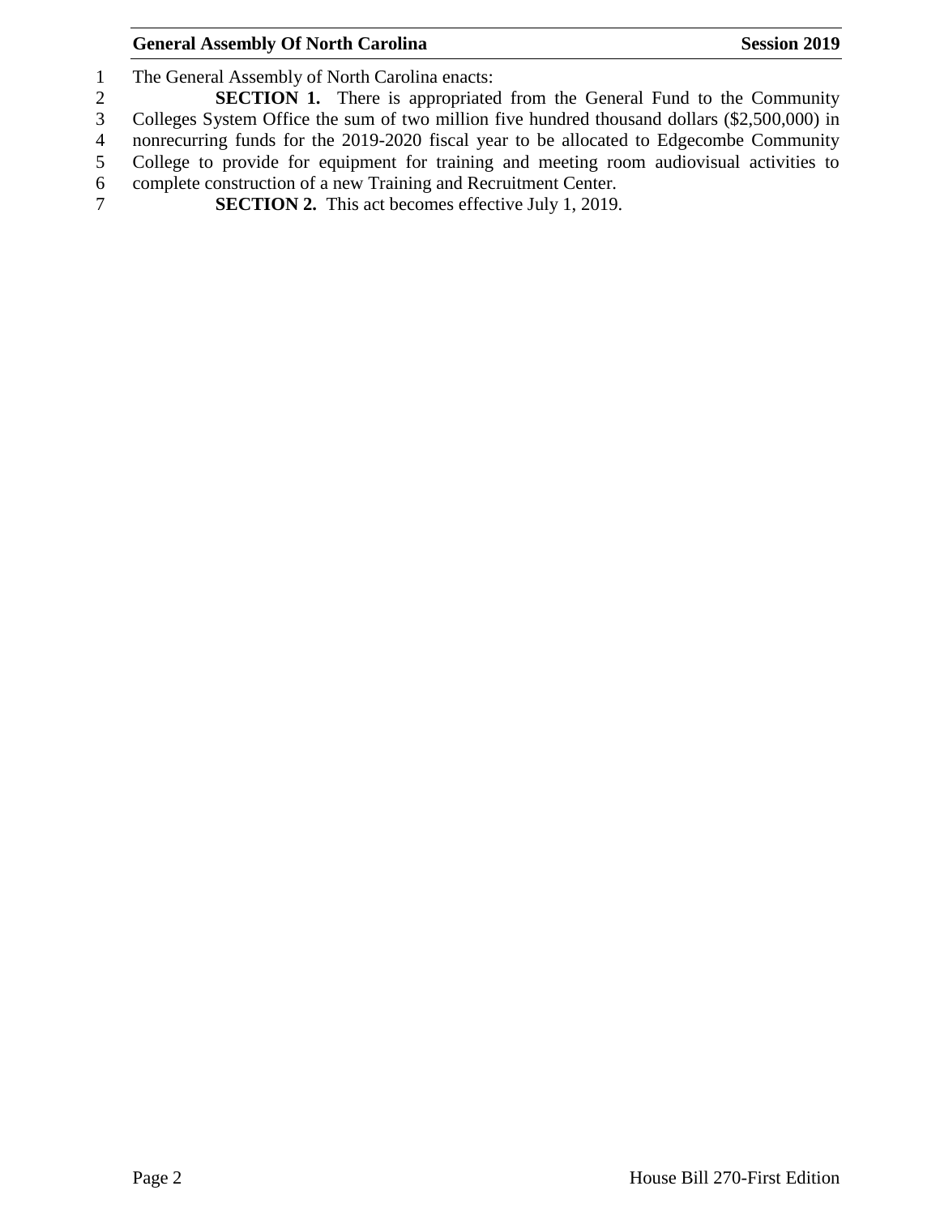The General Assembly of North Carolina enacts:

**SECTION 1.** There is appropriated from the General Fund to the Community Colleges System Office the sum of two million five hundred thousand dollars ($2,500,000) in nonrecurring funds for the 2019-2020 fiscal year to be allocated to Edgecombe Community College to provide for equipment for training and meeting room audiovisual activities to complete construction of a new Training and Recruitment Center.

**SECTION 2.** This act becomes effective July 1, 2019.